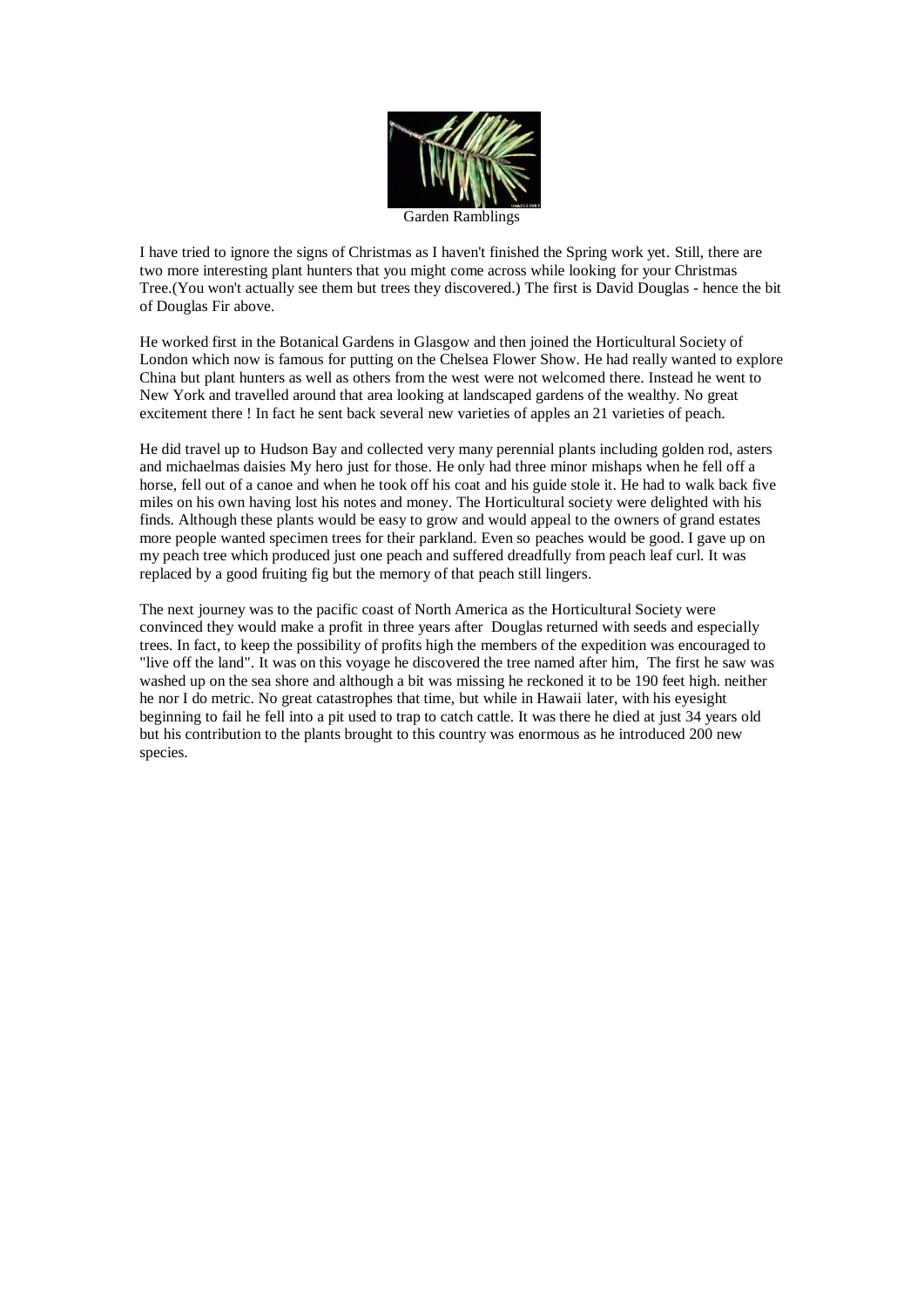Garden Ramblings

I have tried to ignore the signs of Christmas as I haven't finished the Spring work yet. Still, there are two more interesting plant hunters that you might come across while looking for your Christmas Tree.(You won't actually see them but trees they discovered.) The first is David Douglas - hence the bit of Douglas Fir above.

He worked first in the Botanical Gardens in Glasgow and then joined the Horticultural Society of London which now is famous for putting on the Chelsea Flower Show. He had really wanted to explore China but plant hunters as well as others from the west were not welcomed there. Instead he went to New York and travelled around that area looking at landscaped gardens of the wealthy. No great excitement there ! In fact he sent back several new varieties of apples an 21 varieties of peach.

He did travel up to Hudson Bay and collected very many perennial plants including golden rod, asters and michaelmas daisies My hero just for those. He only had three minor mishaps when he fell off a horse, fell out of a canoe and when he took off his coat and his guide stole it. He had to walk back five miles on his own having lost his notes and money. The Horticultural society were delighted with his finds. Although these plants would be easy to grow and would appeal to the owners of grand estates more people wanted specimen trees for their parkland. Even so peaches would be good. I gave up on my peach tree which produced just one peach and suffered dreadfully from peach leaf curl. It was replaced by a good fruiting fig but the memory of that peach still lingers.

The next journey was to the pacific coast of North America as the Horticultural Society were convinced they would make a profit in three years after Douglas returned with seeds and especially trees. In fact, to keep the possibility of profits high the members of the expedition was encouraged to "live off the land". It was on this voyage he discovered the tree named after him, The first he saw was washed up on the sea shore and although a bit was missing he reckoned it to be 190 feet high. neither he nor I do metric. No great catastrophes that time, but while in Hawaii later, with his eyesight beginning to fail he fell into a pit used to trap to catch cattle. It was there he died at just 34 years old but his contribution to the plants brought to this country was enormous as he introduced 200 new species.